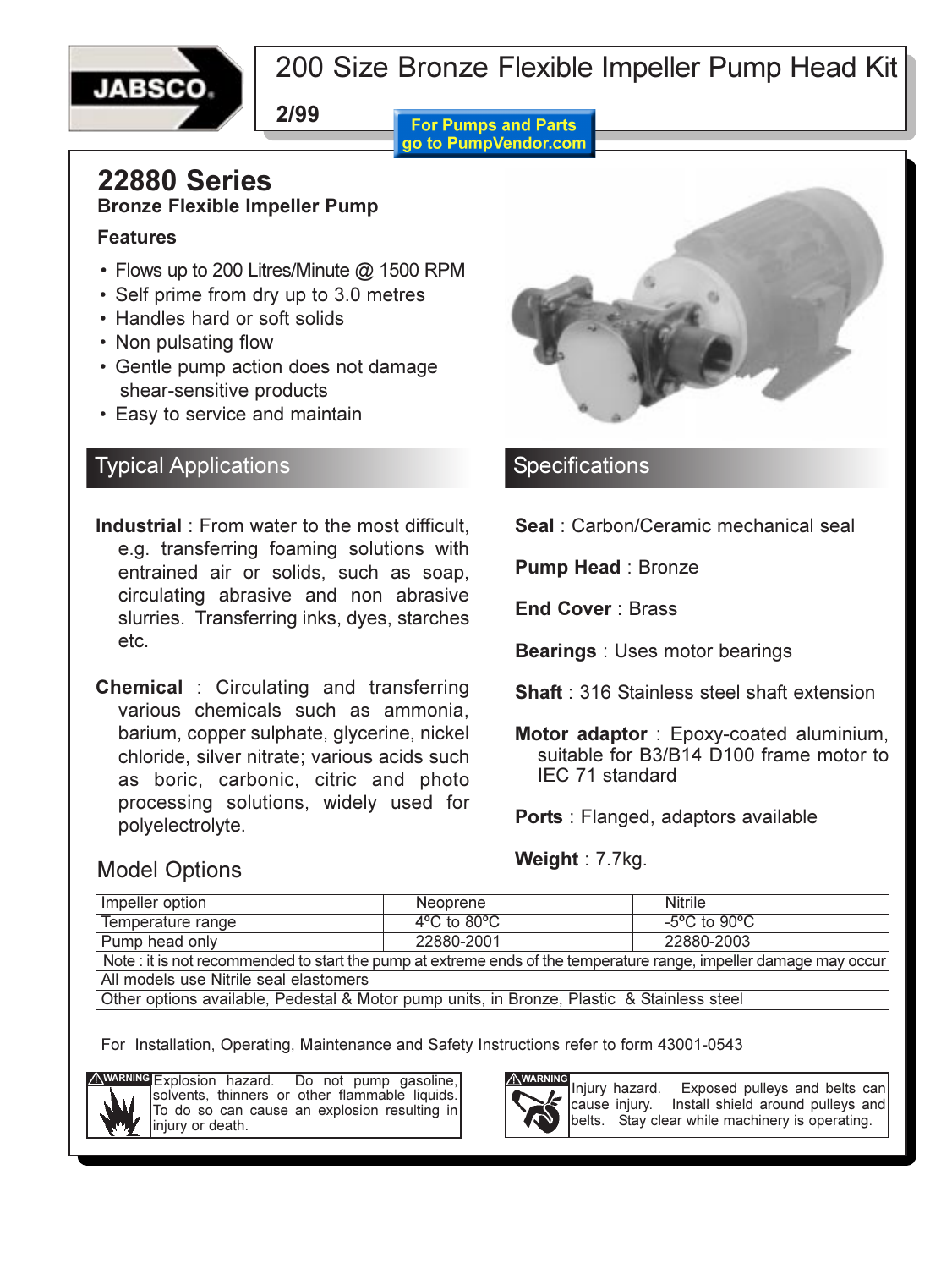# 200 Size Bronze Flexible Impeller Pump Head Kit

JABSCO

2/99

For Pumps and Parts go to PumpVendor.com

## 22880 Series

**Bronze Flexible Impeller Pump**

### Features

- Flows up to 200 Litres/Minute @ 1500 RPM
- Self prime from dry up to 3.0 metres
- Handles hard or soft solids
- Non pulsating flow
- Gentle pump action does not damage shear-sensitive products
- Easy to service and maintain

## Typical Applications

**Industrial** : From water to the most difficult, e.g. transferring foaming solutions with entrained air or solids, such as soap, circulating abrasive and non abrasive slurries. Transferring inks, dyes, starches etc.

**Chemical** : Circulating and transferring various chemicals such as ammonia, barium, copper sulphate, glycerine, nickel chloride, silver nitrate; various acids such as boric, carbonic, citric and photo processing solutions, widely used for polyelectrolyte.

## Specifications

**Seal** : Carbon/Ceramic mechanical seal

**Pump Head** : Bronze

**End Cover** : Brass

**Bearings** : Uses motor bearings

**Shaft** : 316 Stainless steel shaft extension

**Motor adaptor** : Epoxy-coated aluminium, suitable for B3/B14 D100 frame motor to IEC 71 standard

**Ports** : Flanged, adaptors available

**Weight** : 7.7kg.

## Model Options

| Impeller option | Neoprene | Nitrile |
|---|---|---|
| Temperature range | 4ºC to 80ºC | -5ºC to 90ºC |
| Pump head only | 22880-2001 | 22880-2003 |
| Note : it is not recommended to start the pump at extreme ends of the temperature range, impeller damage may occur | | |
| All models use Nitrile seal elastomers | | |
| Other options available, Pedestal & Motor pump units, in Bronze, Plastic & Stainless steel | | |

For Installation, Operating, Maintenance and Safety Instructions refer to form 43001-0543

**WARNING** Explosion hazard. Do not pump gasoline, solvents, thinners or other flammable liquids. To do so can cause an explosion resulting in injury or death.

**WARNING** Injury hazard. Exposed pulleys and belts can cause injury. Install shield around pulleys and belts. Stay clear while machinery is operating.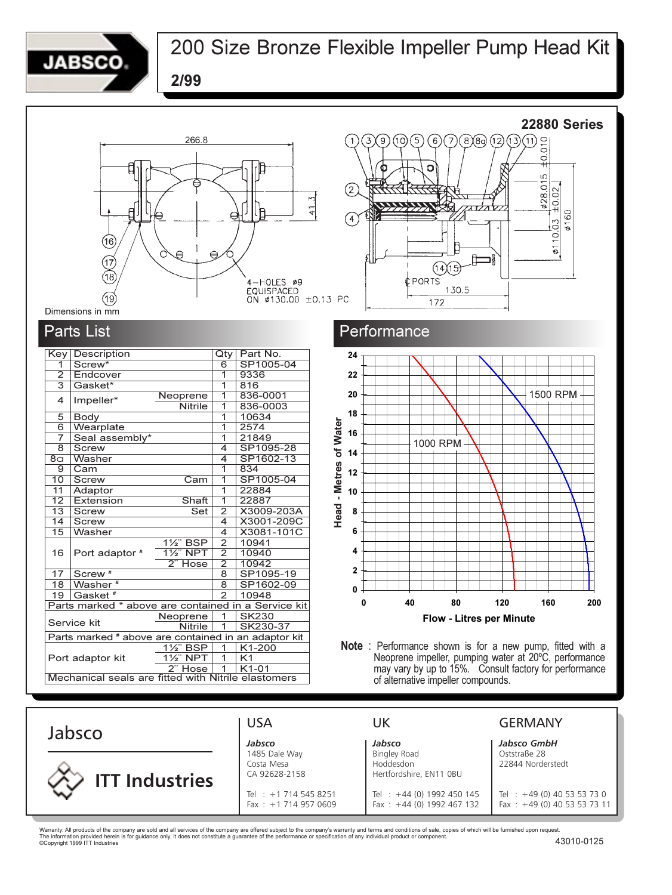# 200 Size Bronze Flexible Impeller Pump Head Kit

**2/99**

**22880 Series**

266.8

41.3

4–HOLES ø9 EQUISPACED ON ø130.00 ±0.13 PC

℄ PORTS

130.5

172

ø28.015 ±0.010

ø110.03 ±0.02

ø160

Dimensions in mm

## Parts List

| Key | Description | | Qty | Part No. |
|---|---|---|---|---|
| 1 | Screw* | | 6 | SP1005-04 |
| 2 | Endcover | | 1 | 9336 |
| 3 | Gasket* | | 1 | 816 |
| 4 | Impeller* | Neoprene | 1 | 836-0001 |
| | | Nitrile | 1 | 836-0003 |
| 5 | Body | | 1 | 10634 |
| 6 | Wearplate | | 1 | 2574 |
| 7 | Seal assembly* | | 1 | 21849 |
| 8 | Screw | | 4 | SP1095-28 |
| 8a | Washer | | 4 | SP1602-13 |
| 9 | Cam | | 1 | 834 |
| 10 | Screw | Cam | 1 | SP1005-04 |
| 11 | Adaptor | | 1 | 22884 |
| 12 | Extension | Shaft | 1 | 22887 |
| 13 | Screw | Set | 2 | X3009-203A |
| 14 | Screw | | 4 | X3001-209C |
| 15 | Washer | | 4 | X3081-101C |
| 16 | Port adaptor # | 1½" BSP | 2 | 10941 |
| | | 1½" NPT | 2 | 10940 |
| | | 2" Hose | 2 | 10942 |
| 17 | Screw # | | 8 | SP1095-19 |
| 18 | Washer # | | 8 | SP1602-09 |
| 19 | Gasket # | | 2 | 10948 |
| Parts marked * above are contained in a Service kit | | | | |
| Service kit | | Neoprene | 1 | SK230 |
| | | Nitrile | 1 | SK230-37 |
| Parts marked # above are contained in an adaptor kit | | | | |
| Port adaptor kit | | 1½" BSP | 1 | K1-200 |
| | | 1½" NPT | 1 | K1 |
| | | 2" Hose | 1 | K1-01 |
| Mechanical seals are fitted with Nitrile elastomers | | | | |

## Performance

Head - Metres of Water

24, 22, 20, 18, 16, 14, 12, 10, 8, 6, 4, 2, 0

Flow - Litres per Minute

0, 40, 80, 120, 160, 200

1500 RPM

1000 RPM

**Note** : Performance shown is for a new pump, fitted with a Neoprene impeller, pumping water at 20ºC, performance may vary by up to 15%. Consult factory for performance of alternative impeller compounds.

Jabsco

ITT Industries

**USA**

*Jabsco*
1485 Dale Way
Costa Mesa
CA 92628-2158

Tel : +1 714 545 8251
Fax : +1 714 957 0609

**UK**

*Jabsco*
Bingley Road
Hoddesdon
Hertfordshire, EN11 0BU

Tel : +44 (0) 1992 450 145
Fax : +44 (0) 1992 467 132

**GERMANY**

*Jabsco GmbH*
Oststraße 28
22844 Norderstedt

Tel : +49 (0) 40 53 53 73 0
Fax : +49 (0) 40 53 53 73 11

Warranty: All products of the company are sold and all services of the company are offered subject to the company's warranty and terms and conditions of sale, copies of which will be furnished upon request.
The information provided herein is for guidance only, it does not constitute a guarantee of the performance or specification of any individual product or component.
©Copyright 1999 ITT Industries

43010-0125